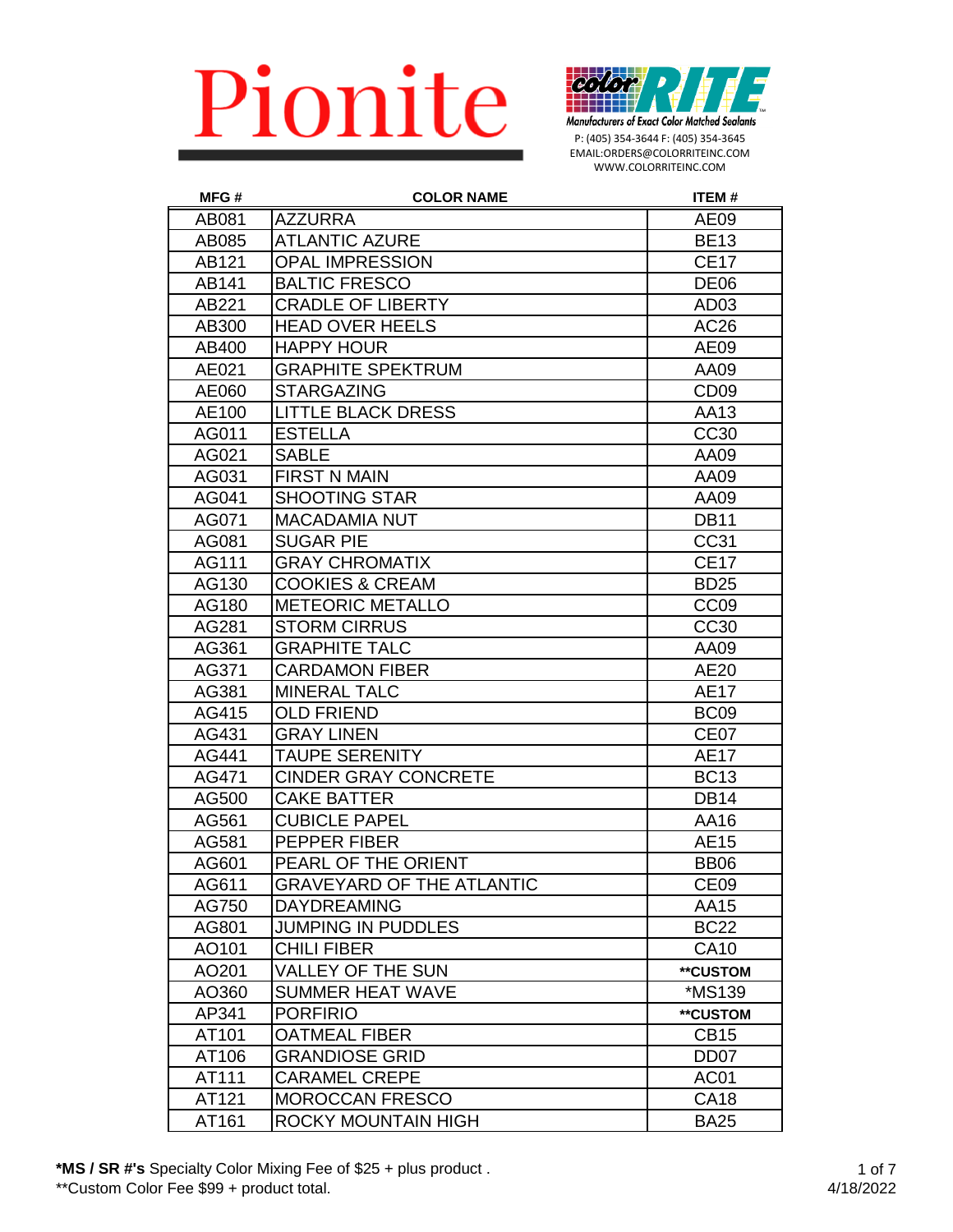# Pionite

**colorRITE**
Manufacturers of Exact Color Matched Sealants
P: (405) 354-3644 F: (405) 354-3645
EMAIL:ORDERS@COLORRITEINC.COM
WWW.COLORRITEINC.COM

| MFG # | COLOR NAME | ITEM # |
|---|---|---|
| AB081 | AZZURRA | AE09 |
| AB085 | ATLANTIC AZURE | BE13 |
| AB121 | OPAL IMPRESSION | CE17 |
| AB141 | BALTIC FRESCO | DE06 |
| AB221 | CRADLE OF LIBERTY | AD03 |
| AB300 | HEAD OVER HEELS | AC26 |
| AB400 | HAPPY HOUR | AE09 |
| AE021 | GRAPHITE SPEKTRUM | AA09 |
| AE060 | STARGAZING | CD09 |
| AE100 | LITTLE BLACK DRESS | AA13 |
| AG011 | ESTELLA | CC30 |
| AG021 | SABLE | AA09 |
| AG031 | FIRST N MAIN | AA09 |
| AG041 | SHOOTING STAR | AA09 |
| AG071 | MACADAMIA NUT | DB11 |
| AG081 | SUGAR PIE | CC31 |
| AG111 | GRAY CHROMATIX | CE17 |
| AG130 | COOKIES & CREAM | BD25 |
| AG180 | METEORIC METALLO | CC09 |
| AG281 | STORM CIRRUS | CC30 |
| AG361 | GRAPHITE TALC | AA09 |
| AG371 | CARDAMON FIBER | AE20 |
| AG381 | MINERAL TALC | AE17 |
| AG415 | OLD FRIEND | BC09 |
| AG431 | GRAY LINEN | CE07 |
| AG441 | TAUPE SERENITY | AE17 |
| AG471 | CINDER GRAY CONCRETE | BC13 |
| AG500 | CAKE BATTER | DB14 |
| AG561 | CUBICLE PAPEL | AA16 |
| AG581 | PEPPER FIBER | AE15 |
| AG601 | PEARL OF THE ORIENT | BB06 |
| AG611 | GRAVEYARD OF THE ATLANTIC | CE09 |
| AG750 | DAYDREAMING | AA15 |
| AG801 | JUMPING IN PUDDLES | BC22 |
| AO101 | CHILI FIBER | CA10 |
| AO201 | VALLEY OF THE SUN | **CUSTOM** |
| AO360 | SUMMER HEAT WAVE | *MS139 |
| AP341 | PORFIRIO | **CUSTOM** |
| AT101 | OATMEAL FIBER | CB15 |
| AT106 | GRANDIOSE GRID | DD07 |
| AT111 | CARAMEL CREPE | AC01 |
| AT121 | MOROCCAN FRESCO | CA18 |
| AT161 | ROCKY MOUNTAIN HIGH | BA25 |

***MS / SR #'s** Specialty Color Mixing Fee of $25 + plus product .
**Custom Color Fee $99 + product total.

4/18/2022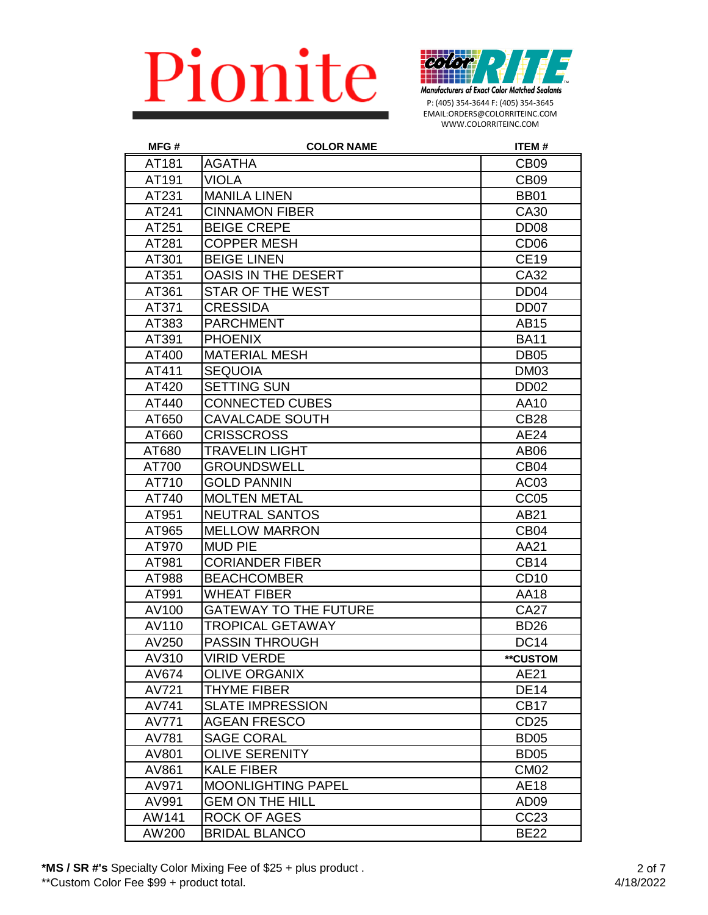Pionite

colorRITE
Manufacturers of Exact Color Matched Sealants
P: (405) 354-3644 F: (405) 354-3645
EMAIL:ORDERS@COLORRITEINC.COM
WWW.COLORRITEINC.COM

| MFG # | COLOR NAME | ITEM # |
|---|---|---|
| AT181 | AGATHA | CB09 |
| AT191 | VIOLA | CB09 |
| AT231 | MANILA LINEN | BB01 |
| AT241 | CINNAMON FIBER | CA30 |
| AT251 | BEIGE CREPE | DD08 |
| AT281 | COPPER MESH | CD06 |
| AT301 | BEIGE LINEN | CE19 |
| AT351 | OASIS IN THE DESERT | CA32 |
| AT361 | STAR OF THE WEST | DD04 |
| AT371 | CRESSIDA | DD07 |
| AT383 | PARCHMENT | AB15 |
| AT391 | PHOENIX | BA11 |
| AT400 | MATERIAL MESH | DB05 |
| AT411 | SEQUOIA | DM03 |
| AT420 | SETTING SUN | DD02 |
| AT440 | CONNECTED CUBES | AA10 |
| AT650 | CAVALCADE SOUTH | CB28 |
| AT660 | CRISSCROSS | AE24 |
| AT680 | TRAVELIN LIGHT | AB06 |
| AT700 | GROUNDSWELL | CB04 |
| AT710 | GOLD PANNIN | AC03 |
| AT740 | MOLTEN METAL | CC05 |
| AT951 | NEUTRAL SANTOS | AB21 |
| AT965 | MELLOW MARRON | CB04 |
| AT970 | MUD PIE | AA21 |
| AT981 | CORIANDER FIBER | CB14 |
| AT988 | BEACHCOMBER | CD10 |
| AT991 | WHEAT FIBER | AA18 |
| AV100 | GATEWAY TO THE FUTURE | CA27 |
| AV110 | TROPICAL GETAWAY | BD26 |
| AV250 | PASSIN THROUGH | DC14 |
| AV310 | VIRID VERDE | **CUSTOM |
| AV674 | OLIVE ORGANIX | AE21 |
| AV721 | THYME FIBER | DE14 |
| AV741 | SLATE IMPRESSION | CB17 |
| AV771 | AGEAN FRESCO | CD25 |
| AV781 | SAGE CORAL | BD05 |
| AV801 | OLIVE SERENITY | BD05 |
| AV861 | KALE FIBER | CM02 |
| AV971 | MOONLIGHTING PAPEL | AE18 |
| AV991 | GEM ON THE HILL | AD09 |
| AW141 | ROCK OF AGES | CC23 |
| AW200 | BRIDAL BLANCO | BE22 |

**\*MS / SR #'s** Specialty Color Mixing Fee of $25 + plus product .
**Custom Color Fee $99 + product total.

4/18/2022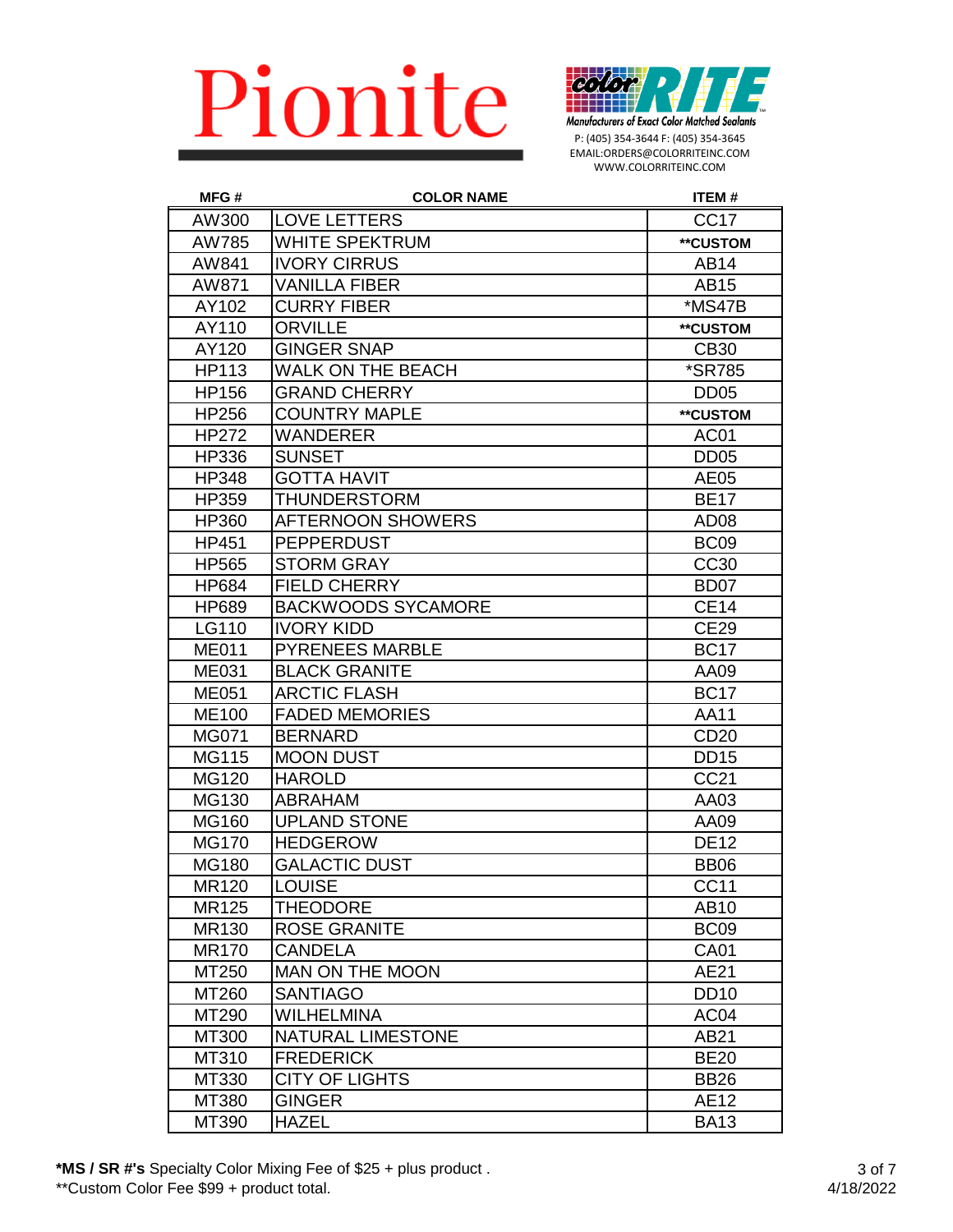# Pionite

**colorRITE**
Manufacturers of Exact Color Matched Sealants
P: (405) 354-3644 F: (405) 354-3645
EMAIL:ORDERS@COLORRITEINC.COM
WWW.COLORRITEINC.COM

| MFG # | COLOR NAME | ITEM # |
|---|---|---|
| AW300 | LOVE LETTERS | CC17 |
| AW785 | WHITE SPEKTRUM | **CUSTOM |
| AW841 | IVORY CIRRUS | AB14 |
| AW871 | VANILLA FIBER | AB15 |
| AY102 | CURRY FIBER | *MS47B |
| AY110 | ORVILLE | **CUSTOM |
| AY120 | GINGER SNAP | CB30 |
| HP113 | WALK ON THE BEACH | *SR785 |
| HP156 | GRAND CHERRY | DD05 |
| HP256 | COUNTRY MAPLE | **CUSTOM |
| HP272 | WANDERER | AC01 |
| HP336 | SUNSET | DD05 |
| HP348 | GOTTA HAVIT | AE05 |
| HP359 | THUNDERSTORM | BE17 |
| HP360 | AFTERNOON SHOWERS | AD08 |
| HP451 | PEPPERDUST | BC09 |
| HP565 | STORM GRAY | CC30 |
| HP684 | FIELD CHERRY | BD07 |
| HP689 | BACKWOODS SYCAMORE | CE14 |
| LG110 | IVORY KIDD | CE29 |
| ME011 | PYRENEES MARBLE | BC17 |
| ME031 | BLACK GRANITE | AA09 |
| ME051 | ARCTIC FLASH | BC17 |
| ME100 | FADED MEMORIES | AA11 |
| MG071 | BERNARD | CD20 |
| MG115 | MOON DUST | DD15 |
| MG120 | HAROLD | CC21 |
| MG130 | ABRAHAM | AA03 |
| MG160 | UPLAND STONE | AA09 |
| MG170 | HEDGEROW | DE12 |
| MG180 | GALACTIC DUST | BB06 |
| MR120 | LOUISE | CC11 |
| MR125 | THEODORE | AB10 |
| MR130 | ROSE GRANITE | BC09 |
| MR170 | CANDELA | CA01 |
| MT250 | MAN ON THE MOON | AE21 |
| MT260 | SANTIAGO | DD10 |
| MT290 | WILHELMINA | AC04 |
| MT300 | NATURAL LIMESTONE | AB21 |
| MT310 | FREDERICK | BE20 |
| MT330 | CITY OF LIGHTS | BB26 |
| MT380 | GINGER | AE12 |
| MT390 | HAZEL | BA13 |

**\*MS / SR #'s** Specialty Color Mixing Fee of $25 + plus product .
**Custom Color Fee $99 + product total.

4/18/2022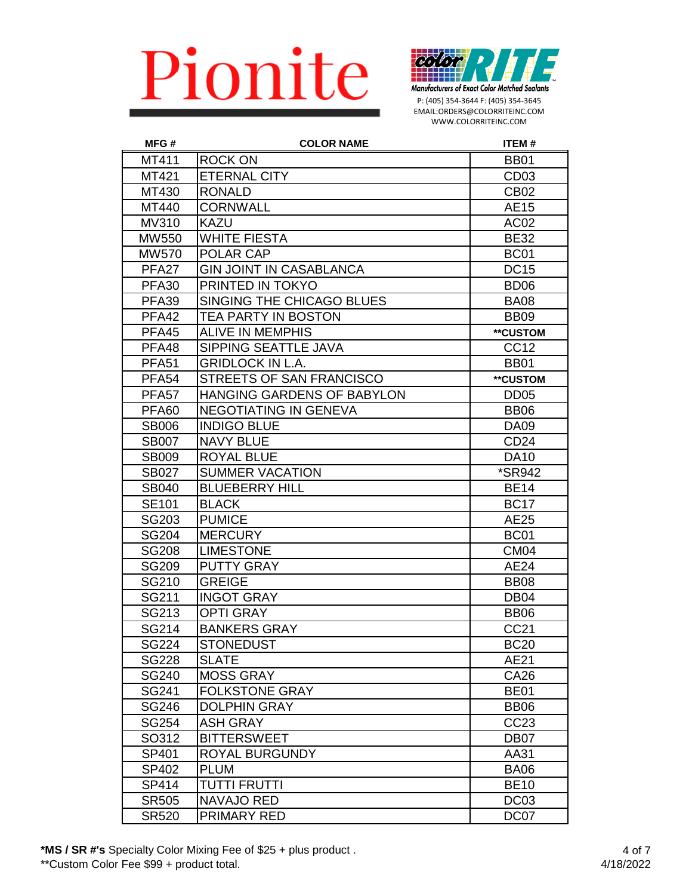# Pionite

**colorRITE** — Manufacturers of Exact Color Matched Sealants

P: (405) 354-3644 F: (405) 354-3645
EMAIL:ORDERS@COLORRITEINC.COM
WWW.COLORRITEINC.COM

| MFG # | COLOR NAME | ITEM # |
|---|---|---|
| MT411 | ROCK ON | BB01 |
| MT421 | ETERNAL CITY | CD03 |
| MT430 | RONALD | CB02 |
| MT440 | CORNWALL | AE15 |
| MV310 | KAZU | AC02 |
| MW550 | WHITE FIESTA | BE32 |
| MW570 | POLAR CAP | BC01 |
| PFA27 | GIN JOINT IN CASABLANCA | DC15 |
| PFA30 | PRINTED IN TOKYO | BD06 |
| PFA39 | SINGING THE CHICAGO BLUES | BA08 |
| PFA42 | TEA PARTY IN BOSTON | BB09 |
| PFA45 | ALIVE IN MEMPHIS | **CUSTOM |
| PFA48 | SIPPING SEATTLE JAVA | CC12 |
| PFA51 | GRIDLOCK IN L.A. | BB01 |
| PFA54 | STREETS OF SAN FRANCISCO | **CUSTOM |
| PFA57 | HANGING GARDENS OF BABYLON | DD05 |
| PFA60 | NEGOTIATING IN GENEVA | BB06 |
| SB006 | INDIGO BLUE | DA09 |
| SB007 | NAVY BLUE | CD24 |
| SB009 | ROYAL BLUE | DA10 |
| SB027 | SUMMER VACATION | *SR942 |
| SB040 | BLUEBERRY HILL | BE14 |
| SE101 | BLACK | BC17 |
| SG203 | PUMICE | AE25 |
| SG204 | MERCURY | BC01 |
| SG208 | LIMESTONE | CM04 |
| SG209 | PUTTY GRAY | AE24 |
| SG210 | GREIGE | BB08 |
| SG211 | INGOT GRAY | DB04 |
| SG213 | OPTI GRAY | BB06 |
| SG214 | BANKERS GRAY | CC21 |
| SG224 | STONEDUST | BC20 |
| SG228 | SLATE | AE21 |
| SG240 | MOSS GRAY | CA26 |
| SG241 | FOLKSTONE GRAY | BE01 |
| SG246 | DOLPHIN GRAY | BB06 |
| SG254 | ASH GRAY | CC23 |
| SO312 | BITTERSWEET | DB07 |
| SP401 | ROYAL BURGUNDY | AA31 |
| SP402 | PLUM | BA06 |
| SP414 | TUTTI FRUTTI | BE10 |
| SR505 | NAVAJO RED | DC03 |
| SR520 | PRIMARY RED | DC07 |

**\*MS / SR #'s** Specialty Color Mixing Fee of $25 + plus product .
**Custom Color Fee $99 + product total.

4/18/2022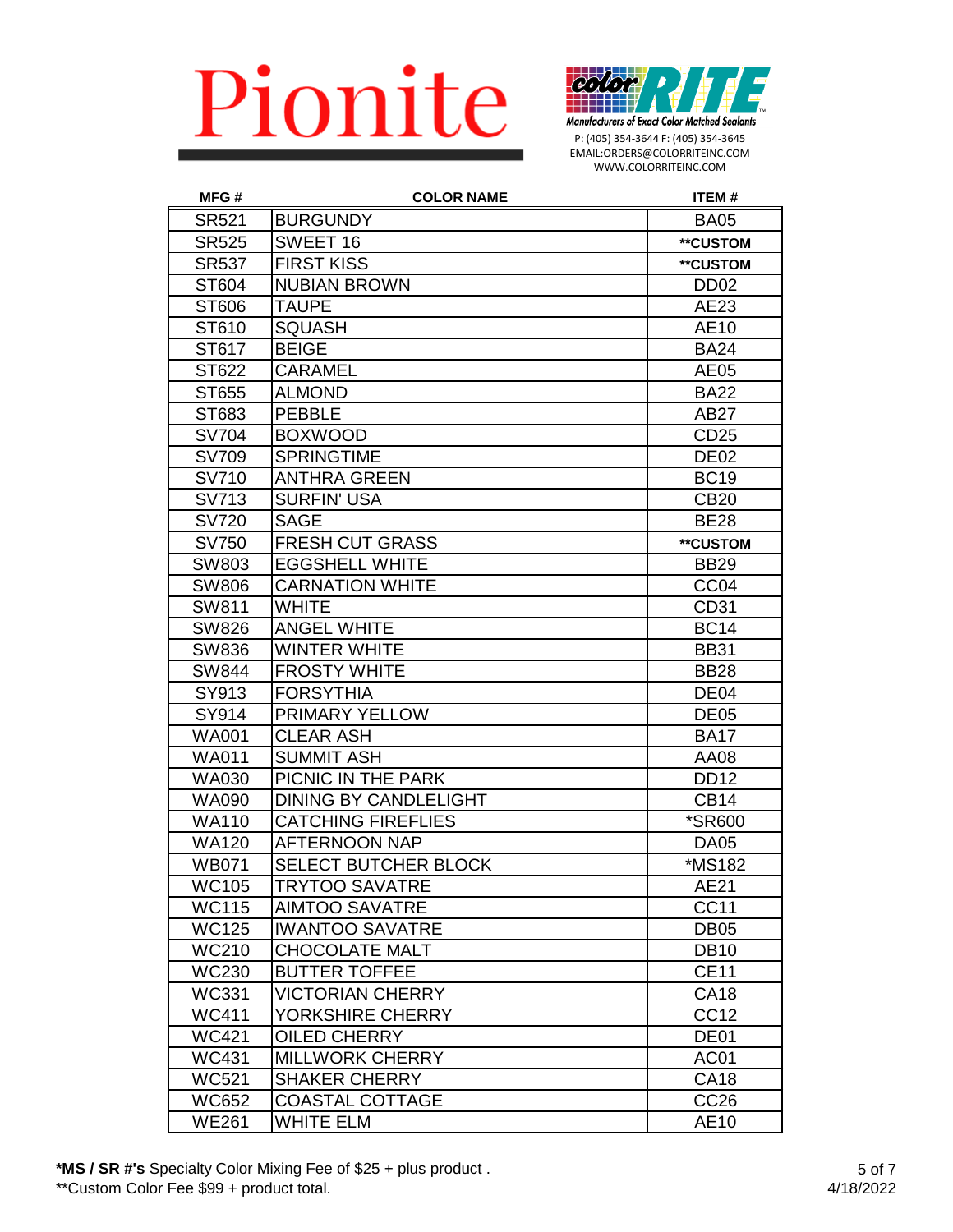# Pionite

**colorRITE** — Manufacturers of Exact Color Matched Sealants
P: (405) 354-3644 F: (405) 354-3645
EMAIL:ORDERS@COLORRITEINC.COM
WWW.COLORRITEINC.COM

| MFG # | COLOR NAME | ITEM # |
|---|---|---|
| SR521 | BURGUNDY | BA05 |
| SR525 | SWEET 16 | **CUSTOM |
| SR537 | FIRST KISS | **CUSTOM |
| ST604 | NUBIAN BROWN | DD02 |
| ST606 | TAUPE | AE23 |
| ST610 | SQUASH | AE10 |
| ST617 | BEIGE | BA24 |
| ST622 | CARAMEL | AE05 |
| ST655 | ALMOND | BA22 |
| ST683 | PEBBLE | AB27 |
| SV704 | BOXWOOD | CD25 |
| SV709 | SPRINGTIME | DE02 |
| SV710 | ANTHRA GREEN | BC19 |
| SV713 | SURFIN' USA | CB20 |
| SV720 | SAGE | BE28 |
| SV750 | FRESH CUT GRASS | **CUSTOM |
| SW803 | EGGSHELL WHITE | BB29 |
| SW806 | CARNATION WHITE | CC04 |
| SW811 | WHITE | CD31 |
| SW826 | ANGEL WHITE | BC14 |
| SW836 | WINTER WHITE | BB31 |
| SW844 | FROSTY WHITE | BB28 |
| SY913 | FORSYTHIA | DE04 |
| SY914 | PRIMARY YELLOW | DE05 |
| WA001 | CLEAR ASH | BA17 |
| WA011 | SUMMIT ASH | AA08 |
| WA030 | PICNIC IN THE PARK | DD12 |
| WA090 | DINING BY CANDLELIGHT | CB14 |
| WA110 | CATCHING FIREFLIES | *SR600 |
| WA120 | AFTERNOON NAP | DA05 |
| WB071 | SELECT BUTCHER BLOCK | *MS182 |
| WC105 | TRYTOO SAVATRE | AE21 |
| WC115 | AIMTOO SAVATRE | CC11 |
| WC125 | IWANTOO SAVATRE | DB05 |
| WC210 | CHOCOLATE MALT | DB10 |
| WC230 | BUTTER TOFFEE | CE11 |
| WC331 | VICTORIAN CHERRY | CA18 |
| WC411 | YORKSHIRE CHERRY | CC12 |
| WC421 | OILED CHERRY | DE01 |
| WC431 | MILLWORK CHERRY | AC01 |
| WC521 | SHAKER CHERRY | CA18 |
| WC652 | COASTAL COTTAGE | CC26 |
| WE261 | WHITE ELM | AE10 |

***MS / SR #'s** Specialty Color Mixing Fee of $25 + plus product .
**Custom Color Fee $99 + product total.

4/18/2022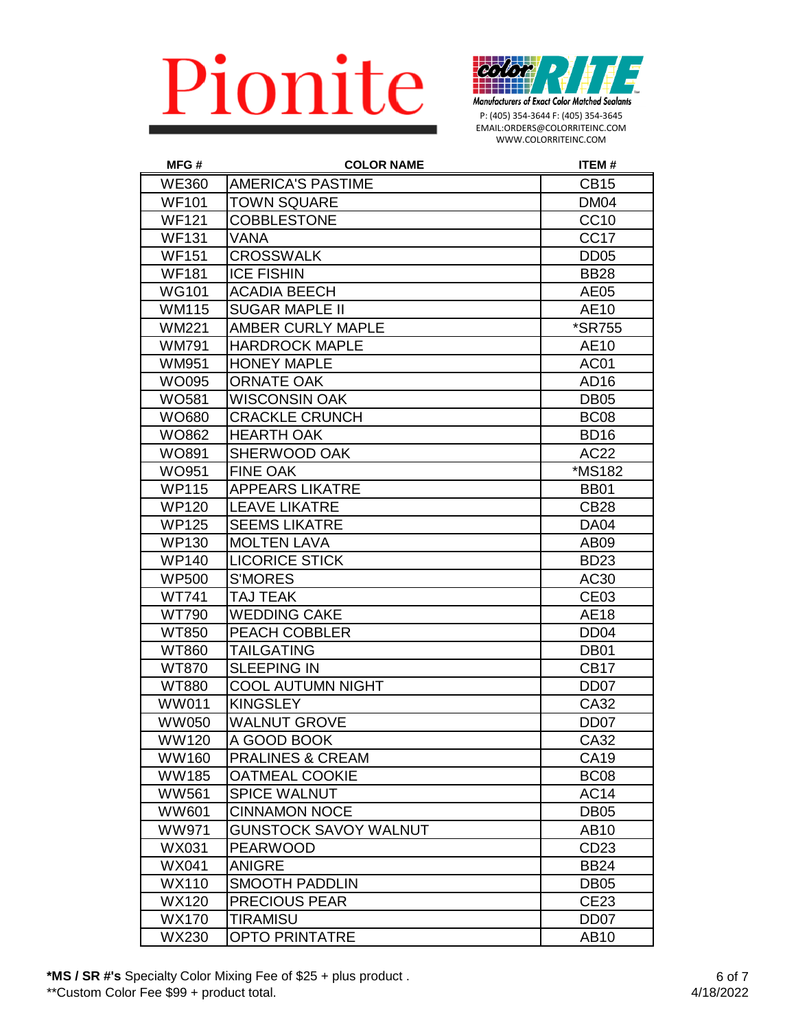# Pionite

**colorRITE**
Manufacturers of Exact Color Matched Sealants
P: (405) 354-3644 F: (405) 354-3645
EMAIL:ORDERS@COLORRITEINC.COM
WWW.COLORRITEINC.COM

| MFG # | COLOR NAME | ITEM # |
|---|---|---|
| WE360 | AMERICA'S PASTIME | CB15 |
| WF101 | TOWN SQUARE | DM04 |
| WF121 | COBBLESTONE | CC10 |
| WF131 | VANA | CC17 |
| WF151 | CROSSWALK | DD05 |
| WF181 | ICE FISHIN | BB28 |
| WG101 | ACADIA BEECH | AE05 |
| WM115 | SUGAR MAPLE II | AE10 |
| WM221 | AMBER CURLY MAPLE | *SR755 |
| WM791 | HARDROCK MAPLE | AE10 |
| WM951 | HONEY MAPLE | AC01 |
| WO095 | ORNATE OAK | AD16 |
| WO581 | WISCONSIN OAK | DB05 |
| WO680 | CRACKLE CRUNCH | BC08 |
| WO862 | HEARTH OAK | BD16 |
| WO891 | SHERWOOD OAK | AC22 |
| WO951 | FINE OAK | *MS182 |
| WP115 | APPEARS LIKATRE | BB01 |
| WP120 | LEAVE LIKATRE | CB28 |
| WP125 | SEEMS LIKATRE | DA04 |
| WP130 | MOLTEN LAVA | AB09 |
| WP140 | LICORICE STICK | BD23 |
| WP500 | S'MORES | AC30 |
| WT741 | TAJ TEAK | CE03 |
| WT790 | WEDDING CAKE | AE18 |
| WT850 | PEACH COBBLER | DD04 |
| WT860 | TAILGATING | DB01 |
| WT870 | SLEEPING IN | CB17 |
| WT880 | COOL AUTUMN NIGHT | DD07 |
| WW011 | KINGSLEY | CA32 |
| WW050 | WALNUT GROVE | DD07 |
| WW120 | A GOOD BOOK | CA32 |
| WW160 | PRALINES & CREAM | CA19 |
| WW185 | OATMEAL COOKIE | BC08 |
| WW561 | SPICE WALNUT | AC14 |
| WW601 | CINNAMON NOCE | DB05 |
| WW971 | GUNSTOCK SAVOY WALNUT | AB10 |
| WX031 | PEARWOOD | CD23 |
| WX041 | ANIGRE | BB24 |
| WX110 | SMOOTH PADDLIN | DB05 |
| WX120 | PRECIOUS PEAR | CE23 |
| WX170 | TIRAMISU | DD07 |
| WX230 | OPTO PRINTATRE | AB10 |

**\*MS / SR #'s** Specialty Color Mixing Fee of $25 + plus product .
**Custom Color Fee $99 + product total.

4/18/2022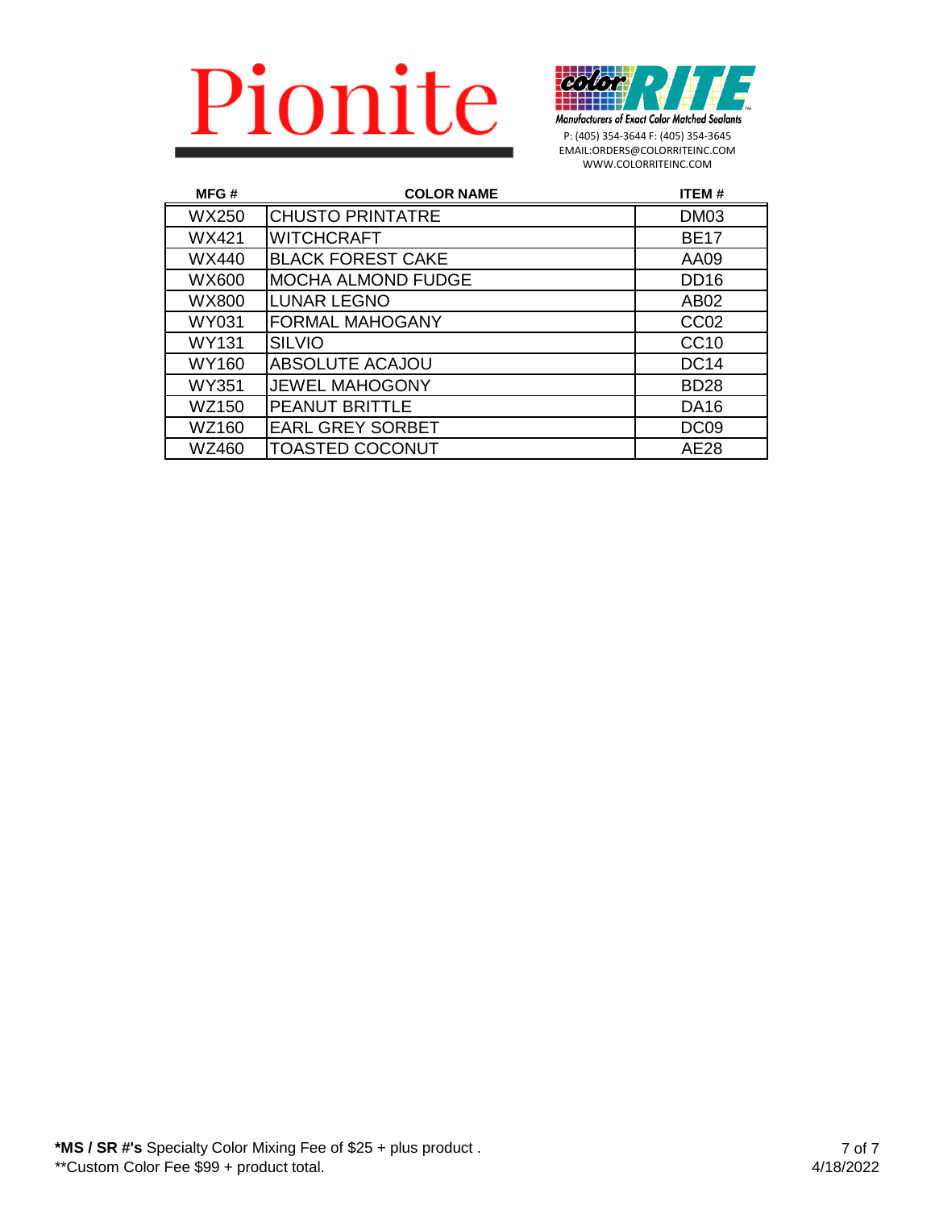# Pionite

**colorRITE**
Manufacturers of Exact Color Matched Sealants
P: (405) 354-3644 F: (405) 354-3645
EMAIL:ORDERS@COLORRITEINC.COM
WWW.COLORRITEINC.COM

| MFG # | COLOR NAME | ITEM # |
|---|---|---|
| WX250 | CHUSTO PRINTATRE | DM03 |
| WX421 | WITCHCRAFT | BE17 |
| WX440 | BLACK FOREST CAKE | AA09 |
| WX600 | MOCHA ALMOND FUDGE | DD16 |
| WX800 | LUNAR LEGNO | AB02 |
| WY031 | FORMAL MAHOGANY | CC02 |
| WY131 | SILVIO | CC10 |
| WY160 | ABSOLUTE ACAJOU | DC14 |
| WY351 | JEWEL MAHOGONY | BD28 |
| WZ150 | PEANUT BRITTLE | DA16 |
| WZ160 | EARL GREY SORBET | DC09 |
| WZ460 | TOASTED COCONUT | AE28 |

**\*MS / SR #'s** Specialty Color Mixing Fee of $25 + plus product .
\*\*Custom Color Fee $99 + product total.

4/18/2022